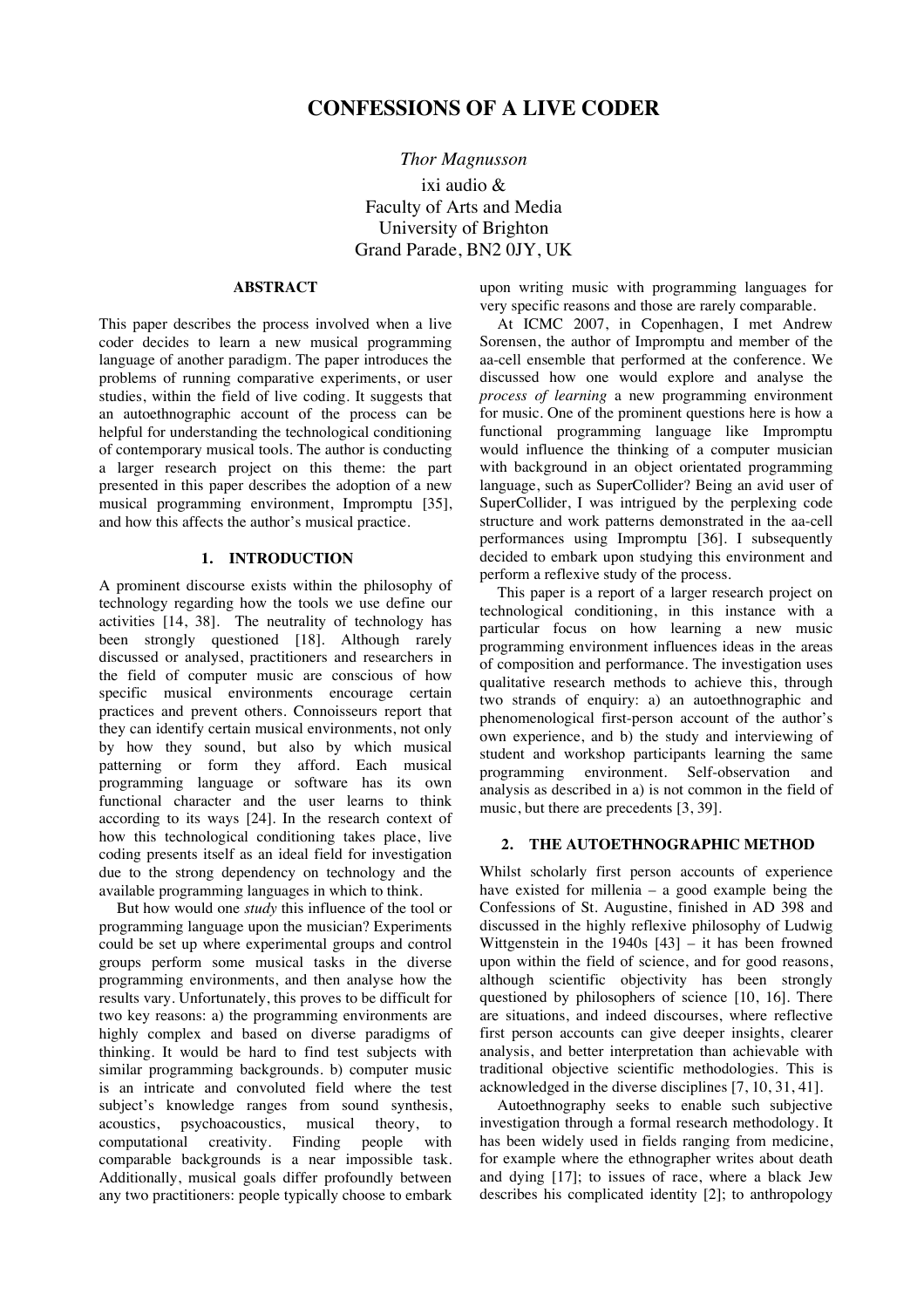# CONFESSIONS OF A LIVE CODER

*Thor Magnusson*

ixi audio &
Faculty of Arts and Media
University of Brighton
Grand Parade, BN2 0JY, UK

## ABSTRACT

This paper describes the process involved when a live coder decides to learn a new musical programming language of another paradigm. The paper introduces the problems of running comparative experiments, or user studies, within the field of live coding. It suggests that an autoethnographic account of the process can be helpful for understanding the technological conditioning of contemporary musical tools. The author is conducting a larger research project on this theme: the part presented in this paper describes the adoption of a new musical programming environment, Impromptu [35], and how this affects the author's musical practice.

## 1. INTRODUCTION

A prominent discourse exists within the philosophy of technology regarding how the tools we use define our activities [14, 38]. The neutrality of technology has been strongly questioned [18]. Although rarely discussed or analysed, practitioners and researchers in the field of computer music are conscious of how specific musical environments encourage certain practices and prevent others. Connoisseurs report that they can identify certain musical environments, not only by how they sound, but also by which musical patterning or form they afford. Each musical programming language or software has its own functional character and the user learns to think according to its ways [24]. In the research context of how this technological conditioning takes place, live coding presents itself as an ideal field for investigation due to the strong dependency on technology and the available programming languages in which to think.

But how would one *study* this influence of the tool or programming language upon the musician? Experiments could be set up where experimental groups and control groups perform some musical tasks in the diverse programming environments, and then analyse how the results vary. Unfortunately, this proves to be difficult for two key reasons: a) the programming environments are highly complex and based on diverse paradigms of thinking. It would be hard to find test subjects with similar programming backgrounds. b) computer music is an intricate and convoluted field where the test subject's knowledge ranges from sound synthesis, acoustics, psychoacoustics, musical theory, to computational creativity. Finding people with comparable backgrounds is a near impossible task. Additionally, musical goals differ profoundly between any two practitioners: people typically choose to embark upon writing music with programming languages for very specific reasons and those are rarely comparable.

At ICMC 2007, in Copenhagen, I met Andrew Sorensen, the author of Impromptu and member of the aa-cell ensemble that performed at the conference. We discussed how one would explore and analyse the *process of learning* a new programming environment for music. One of the prominent questions here is how a functional programming language like Impromptu would influence the thinking of a computer musician with background in an object orientated programming language, such as SuperCollider? Being an avid user of SuperCollider, I was intrigued by the perplexing code structure and work patterns demonstrated in the aa-cell performances using Impromptu [36]. I subsequently decided to embark upon studying this environment and perform a reflexive study of the process.

This paper is a report of a larger research project on technological conditioning, in this instance with a particular focus on how learning a new music programming environment influences ideas in the areas of composition and performance. The investigation uses qualitative research methods to achieve this, through two strands of enquiry: a) an autoethnographic and phenomenological first-person account of the author's own experience, and b) the study and interviewing of student and workshop participants learning the same programming environment. Self-observation and analysis as described in a) is not common in the field of music, but there are precedents [3, 39].

## 2. THE AUTOETHNOGRAPHIC METHOD

Whilst scholarly first person accounts of experience have existed for millenia – a good example being the Confessions of St. Augustine, finished in AD 398 and discussed in the highly reflexive philosophy of Ludwig Wittgenstein in the 1940s [43] – it has been frowned upon within the field of science, and for good reasons, although scientific objectivity has been strongly questioned by philosophers of science [10, 16]. There are situations, and indeed discourses, where reflective first person accounts can give deeper insights, clearer analysis, and better interpretation than achievable with traditional objective scientific methodologies. This is acknowledged in the diverse disciplines [7, 10, 31, 41].

Autoethnography seeks to enable such subjective investigation through a formal research methodology. It has been widely used in fields ranging from medicine, for example where the ethnographer writes about death and dying [17]; to issues of race, where a black Jew describes his complicated identity [2]; to anthropology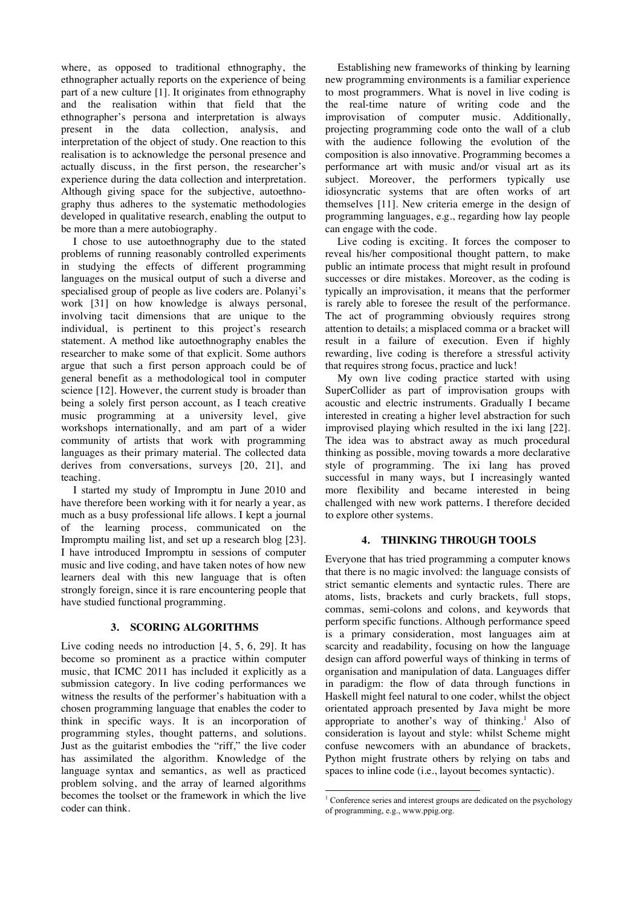where, as opposed to traditional ethnography, the ethnographer actually reports on the experience of being part of a new culture [1]. It originates from ethnography and the realisation within that field that the ethnographer's persona and interpretation is always present in the data collection, analysis, and interpretation of the object of study. One reaction to this realisation is to acknowledge the personal presence and actually discuss, in the first person, the researcher's experience during the data collection and interpretation. Although giving space for the subjective, autoethnography thus adheres to the systematic methodologies developed in qualitative research, enabling the output to be more than a mere autobiography.

I chose to use autoethnography due to the stated problems of running reasonably controlled experiments in studying the effects of different programming languages on the musical output of such a diverse and specialised group of people as live coders are. Polanyi's work [31] on how knowledge is always personal, involving tacit dimensions that are unique to the individual, is pertinent to this project's research statement. A method like autoethnography enables the researcher to make some of that explicit. Some authors argue that such a first person approach could be of general benefit as a methodological tool in computer science [12]. However, the current study is broader than being a solely first person account, as I teach creative music programming at a university level, give workshops internationally, and am part of a wider community of artists that work with programming languages as their primary material. The collected data derives from conversations, surveys [20, 21], and teaching.

I started my study of Impromptu in June 2010 and have therefore been working with it for nearly a year, as much as a busy professional life allows. I kept a journal of the learning process, communicated on the Impromptu mailing list, and set up a research blog [23]. I have introduced Impromptu in sessions of computer music and live coding, and have taken notes of how new learners deal with this new language that is often strongly foreign, since it is rare encountering people that have studied functional programming.

## 3. SCORING ALGORITHMS

Live coding needs no introduction [4, 5, 6, 29]. It has become so prominent as a practice within computer music, that ICMC 2011 has included it explicitly as a submission category. In live coding performances we witness the results of the performer's habituation with a chosen programming language that enables the coder to think in specific ways. It is an incorporation of programming styles, thought patterns, and solutions. Just as the guitarist embodies the "riff," the live coder has assimilated the algorithm. Knowledge of the language syntax and semantics, as well as practiced problem solving, and the array of learned algorithms becomes the toolset or the framework in which the live coder can think.

Establishing new frameworks of thinking by learning new programming environments is a familiar experience to most programmers. What is novel in live coding is the real-time nature of writing code and the improvisation of computer music. Additionally, projecting programming code onto the wall of a club with the audience following the evolution of the composition is also innovative. Programming becomes a performance art with music and/or visual art as its subject. Moreover, the performers typically use idiosyncratic systems that are often works of art themselves [11]. New criteria emerge in the design of programming languages, e.g., regarding how lay people can engage with the code.

Live coding is exciting. It forces the composer to reveal his/her compositional thought pattern, to make public an intimate process that might result in profound successes or dire mistakes. Moreover, as the coding is typically an improvisation, it means that the performer is rarely able to foresee the result of the performance. The act of programming obviously requires strong attention to details; a misplaced comma or a bracket will result in a failure of execution. Even if highly rewarding, live coding is therefore a stressful activity that requires strong focus, practice and luck!

My own live coding practice started with using SuperCollider as part of improvisation groups with acoustic and electric instruments. Gradually I became interested in creating a higher level abstraction for such improvised playing which resulted in the ixi lang [22]. The idea was to abstract away as much procedural thinking as possible, moving towards a more declarative style of programming. The ixi lang has proved successful in many ways, but I increasingly wanted more flexibility and became interested in being challenged with new work patterns. I therefore decided to explore other systems.

## 4. THINKING THROUGH TOOLS

Everyone that has tried programming a computer knows that there is no magic involved: the language consists of strict semantic elements and syntactic rules. There are atoms, lists, brackets and curly brackets, full stops, commas, semi-colons and colons, and keywords that perform specific functions. Although performance speed is a primary consideration, most languages aim at scarcity and readability, focusing on how the language design can afford powerful ways of thinking in terms of organisation and manipulation of data. Languages differ in paradigm: the flow of data through functions in Haskell might feel natural to one coder, whilst the object orientated approach presented by Java might be more appropriate to another's way of thinking.[1] Also of consideration is layout and style: whilst Scheme might confuse newcomers with an abundance of brackets, Python might frustrate others by relying on tabs and spaces to inline code (i.e., layout becomes syntactic).

[1] Conference series and interest groups are dedicated on the psychology of programming, e.g., www.ppig.org.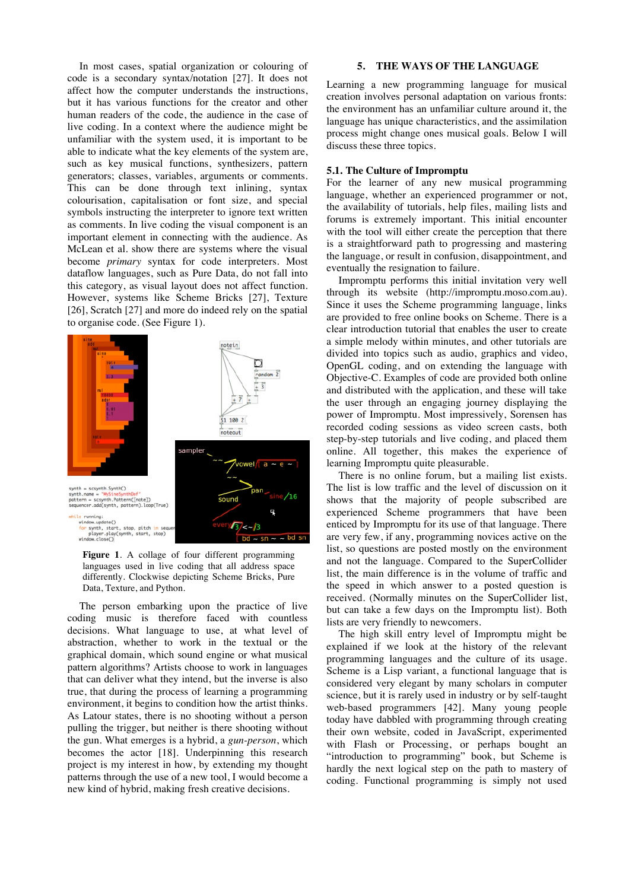In most cases, spatial organization or colouring of code is a secondary syntax/notation [27]. It does not affect how the computer understands the instructions, but it has various functions for the creator and other human readers of the code, the audience in the case of live coding. In a context where the audience might be unfamiliar with the system used, it is important to be able to indicate what the key elements of the system are, such as key musical functions, synthesizers, pattern generators; classes, variables, arguments or comments. This can be done through text inlining, syntax colourisation, capitalisation or font size, and special symbols instructing the interpreter to ignore text written as comments. In live coding the visual component is an important element in connecting with the audience. As McLean et al. show there are systems where the visual become *primary* syntax for code interpreters. Most dataflow languages, such as Pure Data, do not fall into this category, as visual layout does not affect function. However, systems like Scheme Bricks [27], Texture [26], Scratch [27] and more do indeed rely on the spatial to organise code. (See Figure 1).

**Figure 1**. A collage of four different programming languages used in live coding that all address space differently. Clockwise depicting Scheme Bricks, Pure Data, Texture, and Python.

The person embarking upon the practice of live coding music is therefore faced with countless decisions. What language to use, at what level of abstraction, whether to work in the textual or the graphical domain, which sound engine or what musical pattern algorithms? Artists choose to work in languages that can deliver what they intend, but the inverse is also true, that during the process of learning a programming environment, it begins to condition how the artist thinks. As Latour states, there is no shooting without a person pulling the trigger, but neither is there shooting without the gun. What emerges is a hybrid, a *gun-person*, which becomes the actor [18]. Underpinning this research project is my interest in how, by extending my thought patterns through the use of a new tool, I would become a new kind of hybrid, making fresh creative decisions.

## 5. THE WAYS OF THE LANGUAGE

Learning a new programming language for musical creation involves personal adaptation on various fronts: the environment has an unfamiliar culture around it, the language has unique characteristics, and the assimilation process might change ones musical goals. Below I will discuss these three topics.

### 5.1. The Culture of Impromptu

For the learner of any new musical programming language, whether an experienced programmer or not, the availability of tutorials, help files, mailing lists and forums is extremely important. This initial encounter with the tool will either create the perception that there is a straightforward path to progressing and mastering the language, or result in confusion, disappointment, and eventually the resignation to failure.

Impromptu performs this initial invitation very well through its website (http://impromptu.moso.com.au). Since it uses the Scheme programming language, links are provided to free online books on Scheme. There is a clear introduction tutorial that enables the user to create a simple melody within minutes, and other tutorials are divided into topics such as audio, graphics and video, OpenGL coding, and on extending the language with Objective-C. Examples of code are provided both online and distributed with the application, and these will take the user through an engaging journey displaying the power of Impromptu. Most impressively, Sorensen has recorded coding sessions as video screen casts, both step-by-step tutorials and live coding, and placed them online. All together, this makes the experience of learning Impromptu quite pleasurable.

There is no online forum, but a mailing list exists. The list is low traffic and the level of discussion on it shows that the majority of people subscribed are experienced Scheme programmers that have been enticed by Impromptu for its use of that language. There are very few, if any, programming novices active on the list, so questions are posted mostly on the environment and not the language. Compared to the SuperCollider list, the main difference is in the volume of traffic and the speed in which answer to a posted question is received. (Normally minutes on the SuperCollider list, but can take a few days on the Impromptu list). Both lists are very friendly to newcomers.

The high skill entry level of Impromptu might be explained if we look at the history of the relevant programming languages and the culture of its usage. Scheme is a Lisp variant, a functional language that is considered very elegant by many scholars in computer science, but it is rarely used in industry or by self-taught web-based programmers [42]. Many young people today have dabbled with programming through creating their own website, coded in JavaScript, experimented with Flash or Processing, or perhaps bought an "introduction to programming" book, but Scheme is hardly the next logical step on the path to mastery of coding. Functional programming is simply not used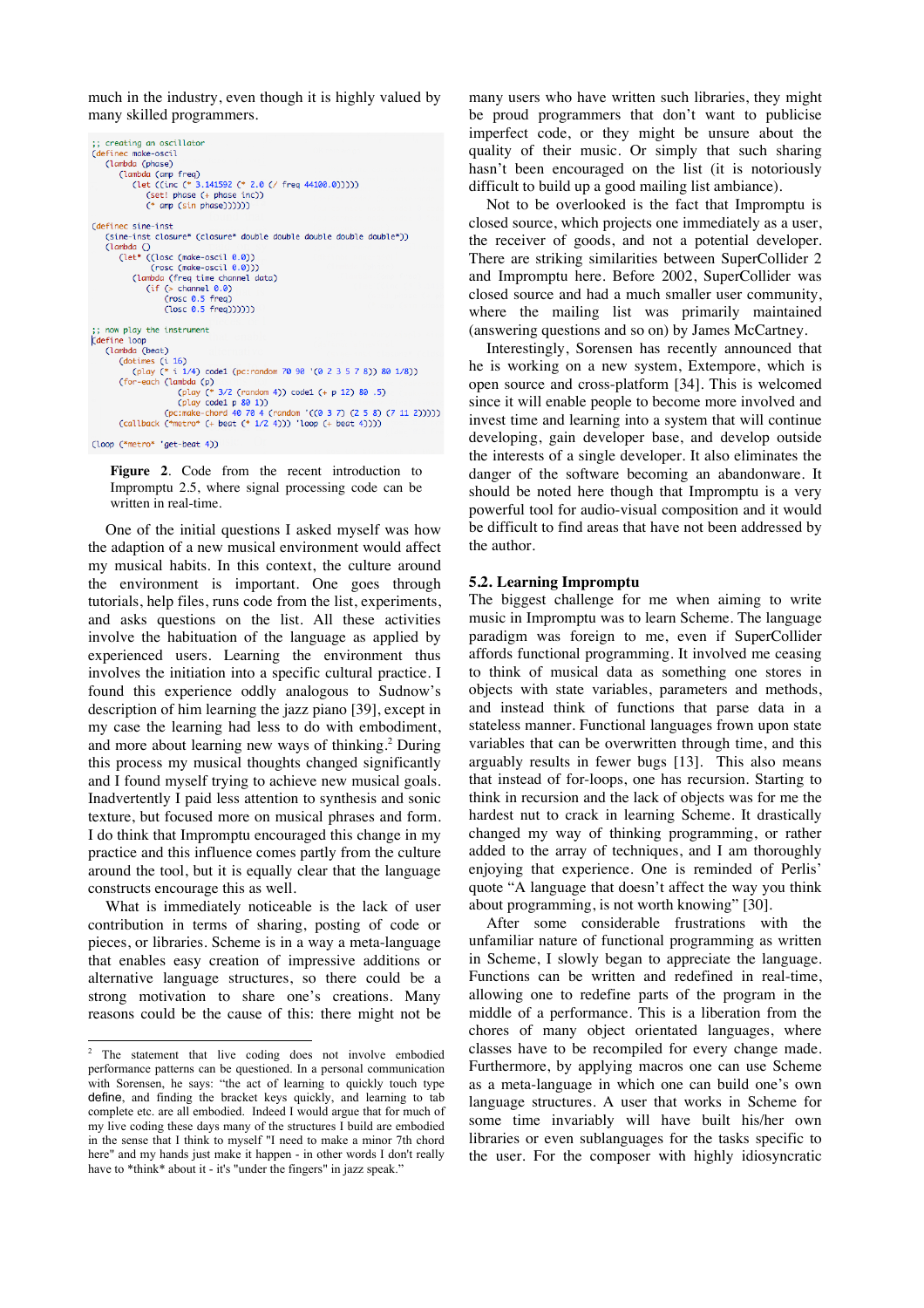much in the industry, even though it is highly valued by many skilled programmers.

```
;; creating an oscillator
(definec make-oscil
   (lambda (phase)
      (lambda (amp freq)
         (let ((inc (* 3.141592 (* 2.0 (/ freq 44100.0)))))
            (set! phase (+ phase inc))
            (* amp (sin phase))))))

(definec sine-inst
   (sine-inst closure* (closure* double double double double double*))
   (lambda ()
      (let* ((losc (make-oscil 0.0))
             (rosc (make-oscil 0.0)))
         (lambda (freq time channel data)
            (if (> channel 0.0)
                (rosc 0.5 freq)
                (losc 0.5 freq))))))

;; now play the instrument
(define loop
   (lambda (beat)
      (dotimes (i 16)
         (play (* i 1/4) code1 (pc:random 70 90 '(0 2 3 5 7 8)) 80 1/8))
      (for-each (lambda (p)
                   (play (* 3/2 (random 4)) code1 (+ p 12) 80 .5)
                   (play code1 p 80 1))
                (pc:make-chord 40 70 4 (random '((0 3 7) (2 5 8) (7 11 2)))))
      (callback (*metro* (+ beat (* 1/2 4))) 'loop (+ beat 4))))

(loop (*metro* 'get-beat 4))
```

**Figure 2**. Code from the recent introduction to Impromptu 2.5, where signal processing code can be written in real-time.

One of the initial questions I asked myself was how the adaption of a new musical environment would affect my musical habits. In this context, the culture around the environment is important. One goes through tutorials, help files, runs code from the list, experiments, and asks questions on the list. All these activities involve the habituation of the language as applied by experienced users. Learning the environment thus involves the initiation into a specific cultural practice. I found this experience oddly analogous to Sudnow's description of him learning the jazz piano [39], except in my case the learning had less to do with embodiment, and more about learning new ways of thinking.[2] During this process my musical thoughts changed significantly and I found myself trying to achieve new musical goals. Inadvertently I paid less attention to synthesis and sonic texture, but focused more on musical phrases and form. I do think that Impromptu encouraged this change in my practice and this influence comes partly from the culture around the tool, but it is equally clear that the language constructs encourage this as well.

What is immediately noticeable is the lack of user contribution in terms of sharing, posting of code or pieces, or libraries. Scheme is in a way a meta-language that enables easy creation of impressive additions or alternative language structures, so there could be a strong motivation to share one's creations. Many reasons could be the cause of this: there might not be many users who have written such libraries, they might be proud programmers that don't want to publicise imperfect code, or they might be unsure about the quality of their music. Or simply that such sharing hasn't been encouraged on the list (it is notoriously difficult to build up a good mailing list ambiance).

Not to be overlooked is the fact that Impromptu is closed source, which projects one immediately as a user, the receiver of goods, and not a potential developer. There are striking similarities between SuperCollider 2 and Impromptu here. Before 2002, SuperCollider was closed source and had a much smaller user community, where the mailing list was primarily maintained (answering questions and so on) by James McCartney.

Interestingly, Sorensen has recently announced that he is working on a new system, Extempore, which is open source and cross-platform [34]. This is welcomed since it will enable people to become more involved and invest time and learning into a system that will continue developing, gain developer base, and develop outside the interests of a single developer. It also eliminates the danger of the software becoming an abandonware. It should be noted here though that Impromptu is a very powerful tool for audio-visual composition and it would be difficult to find areas that have not been addressed by the author.

### 5.2. Learning Impromptu

The biggest challenge for me when aiming to write music in Impromptu was to learn Scheme. The language paradigm was foreign to me, even if SuperCollider affords functional programming. It involved me ceasing to think of musical data as something one stores in objects with state variables, parameters and methods, and instead think of functions that parse data in a stateless manner. Functional languages frown upon state variables that can be overwritten through time, and this arguably results in fewer bugs [13]. This also means that instead of for-loops, one has recursion. Starting to think in recursion and the lack of objects was for me the hardest nut to crack in learning Scheme. It drastically changed my way of thinking programming, or rather added to the array of techniques, and I am thoroughly enjoying that experience. One is reminded of Perlis' quote "A language that doesn't affect the way you think about programming, is not worth knowing" [30].

After some considerable frustrations with the unfamiliar nature of functional programming as written in Scheme, I slowly began to appreciate the language. Functions can be written and redefined in real-time, allowing one to redefine parts of the program in the middle of a performance. This is a liberation from the chores of many object orientated languages, where classes have to be recompiled for every change made. Furthermore, by applying macros one can use Scheme as a meta-language in which one can build one's own language structures. A user that works in Scheme for some time invariably will have built his/her own libraries or even sublanguages for the tasks specific to the user. For the composer with highly idiosyncratic

[2] The statement that live coding does not involve embodied performance patterns can be questioned. In a personal communication with Sorensen, he says: "the act of learning to quickly touch type define, and finding the bracket keys quickly, and learning to tab complete etc. are all embodied. Indeed I would argue that for much of my live coding these days many of the structures I build are embodied in the sense that I think to myself "I need to make a minor 7th chord here" and my hands just make it happen - in other words I don't really have to *think* about it - it's "under the fingers" in jazz speak."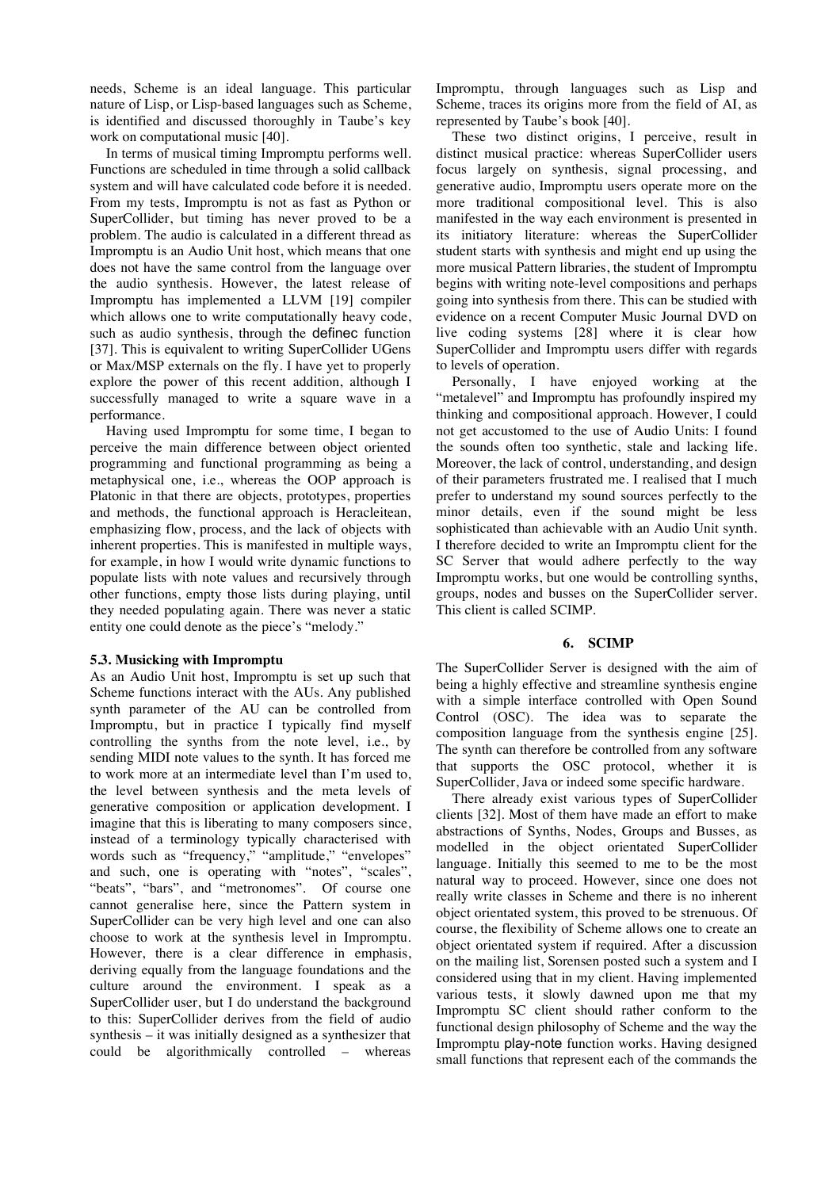needs, Scheme is an ideal language. This particular nature of Lisp, or Lisp-based languages such as Scheme, is identified and discussed thoroughly in Taube's key work on computational music [40].

In terms of musical timing Impromptu performs well. Functions are scheduled in time through a solid callback system and will have calculated code before it is needed. From my tests, Impromptu is not as fast as Python or SuperCollider, but timing has never proved to be a problem. The audio is calculated in a different thread as Impromptu is an Audio Unit host, which means that one does not have the same control from the language over the audio synthesis. However, the latest release of Impromptu has implemented a LLVM [19] compiler which allows one to write computationally heavy code, such as audio synthesis, through the `definec` function [37]. This is equivalent to writing SuperCollider UGens or Max/MSP externals on the fly. I have yet to properly explore the power of this recent addition, although I successfully managed to write a square wave in a performance.

Having used Impromptu for some time, I began to perceive the main difference between object oriented programming and functional programming as being a metaphysical one, i.e., whereas the OOP approach is Platonic in that there are objects, prototypes, properties and methods, the functional approach is Heracleitean, emphasizing flow, process, and the lack of objects with inherent properties. This is manifested in multiple ways, for example, in how I would write dynamic functions to populate lists with note values and recursively through other functions, empty those lists during playing, until they needed populating again. There was never a static entity one could denote as the piece's "melody."

### 5.3. Musicking with Impromptu

As an Audio Unit host, Impromptu is set up such that Scheme functions interact with the AUs. Any published synth parameter of the AU can be controlled from Impromptu, but in practice I typically find myself controlling the synths from the note level, i.e., by sending MIDI note values to the synth. It has forced me to work more at an intermediate level than I'm used to, the level between synthesis and the meta levels of generative composition or application development. I imagine that this is liberating to many composers since, instead of a terminology typically characterised with words such as "frequency," "amplitude," "envelopes" and such, one is operating with "notes", "scales", "beats", "bars", and "metronomes". Of course one cannot generalise here, since the Pattern system in SuperCollider can be very high level and one can also choose to work at the synthesis level in Impromptu. However, there is a clear difference in emphasis, deriving equally from the language foundations and the culture around the environment. I speak as a SuperCollider user, but I do understand the background to this: SuperCollider derives from the field of audio synthesis – it was initially designed as a synthesizer that could be algorithmically controlled – whereas Impromptu, through languages such as Lisp and Scheme, traces its origins more from the field of AI, as represented by Taube's book [40].

These two distinct origins, I perceive, result in distinct musical practice: whereas SuperCollider users focus largely on synthesis, signal processing, and generative audio, Impromptu users operate more on the more traditional compositional level. This is also manifested in the way each environment is presented in its initiatory literature: whereas the SuperCollider student starts with synthesis and might end up using the more musical Pattern libraries, the student of Impromptu begins with writing note-level compositions and perhaps going into synthesis from there. This can be studied with evidence on a recent Computer Music Journal DVD on live coding systems [28] where it is clear how SuperCollider and Impromptu users differ with regards to levels of operation.

Personally, I have enjoyed working at the "metalevel" and Impromptu has profoundly inspired my thinking and compositional approach. However, I could not get accustomed to the use of Audio Units: I found the sounds often too synthetic, stale and lacking life. Moreover, the lack of control, understanding, and design of their parameters frustrated me. I realised that I much prefer to understand my sound sources perfectly to the minor details, even if the sound might be less sophisticated than achievable with an Audio Unit synth. I therefore decided to write an Impromptu client for the SC Server that would adhere perfectly to the way Impromptu works, but one would be controlling synths, groups, nodes and busses on the SuperCollider server. This client is called SCIMP.

## 6. SCIMP

The SuperCollider Server is designed with the aim of being a highly effective and streamline synthesis engine with a simple interface controlled with Open Sound Control (OSC). The idea was to separate the composition language from the synthesis engine [25]. The synth can therefore be controlled from any software that supports the OSC protocol, whether it is SuperCollider, Java or indeed some specific hardware.

There already exist various types of SuperCollider clients [32]. Most of them have made an effort to make abstractions of Synths, Nodes, Groups and Busses, as modelled in the object orientated SuperCollider language. Initially this seemed to me to be the most natural way to proceed. However, since one does not really write classes in Scheme and there is no inherent object orientated system, this proved to be strenuous. Of course, the flexibility of Scheme allows one to create an object orientated system if required. After a discussion on the mailing list, Sorensen posted such a system and I considered using that in my client. Having implemented various tests, it slowly dawned upon me that my Impromptu SC client should rather conform to the functional design philosophy of Scheme and the way the Impromptu `play-note` function works. Having designed small functions that represent each of the commands the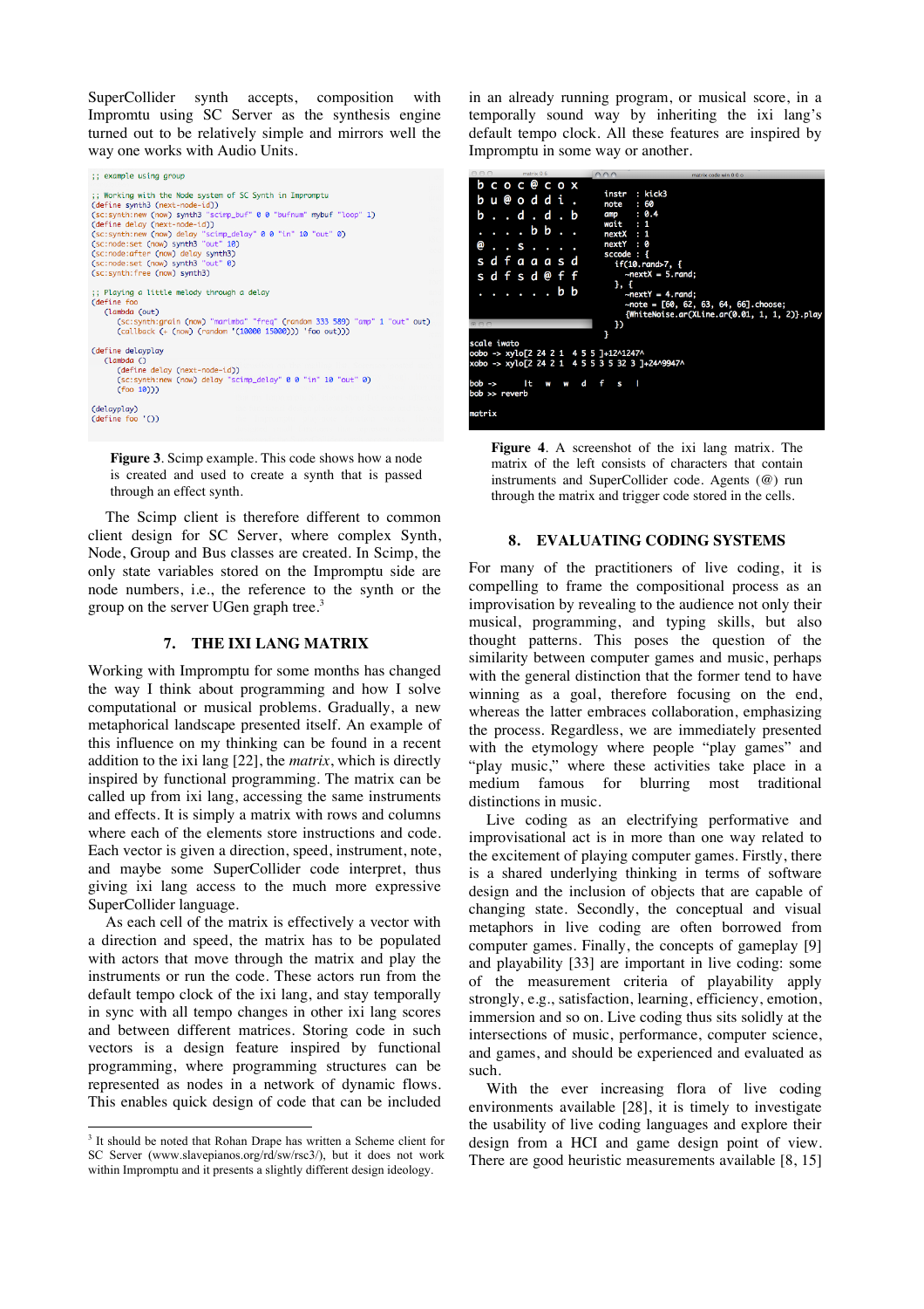SuperCollider synth accepts, composition with Impromtu using SC Server as the synthesis engine turned out to be relatively simple and mirrors well the way one works with Audio Units.

```
;; example using group

;; Working with the Node system of SC Synth in Impromptu
(define synth3 (next-node-id))
(sc:synth:new (now) synth3 "scimp_buf" 0 0 "bufnum" mybuf "loop" 1)
(define delay (next-node-id))
(sc:synth:new (now) delay "scimp_delay" 0 0 "in" 10 "out" 0)
(sc:node:set (now) synth3 "out" 10)
(sc:node:after (now) delay synth3)
(sc:node:set (now) synth3 "out" 0)
(sc:synth:free (now) synth3)

;; Playing a little melody through a delay
(define foo
   (lambda (out)
      (sc:synth:grain (now) "marimba" "freq" (random 333 589) "amp" 1 "out" out)
      (callback (+ (now) (random '(10000 15000))) 'foo out)))

(define delayplay
   (lambda ()
      (define delay (next-node-id))
      (sc:synth:new (now) delay "scimp_delay" 0 0 "in" 10 "out" 0)
      (foo 10)))

(delayplay)
(define foo '())
```

**Figure 3**. Scimp example. This code shows how a node is created and used to create a synth that is passed through an effect synth.

The Scimp client is therefore different to common client design for SC Server, where complex Synth, Node, Group and Bus classes are created. In Scimp, the only state variables stored on the Impromptu side are node numbers, i.e., the reference to the synth or the group on the server UGen graph tree.[3]

## 7. THE IXI LANG MATRIX

Working with Impromptu for some months has changed the way I think about programming and how I solve computational or musical problems. Gradually, a new metaphorical landscape presented itself. An example of this influence on my thinking can be found in a recent addition to the ixi lang [22], the *matrix*, which is directly inspired by functional programming. The matrix can be called up from ixi lang, accessing the same instruments and effects. It is simply a matrix with rows and columns where each of the elements store instructions and code. Each vector is given a direction, speed, instrument, note, and maybe some SuperCollider code interpret, thus giving ixi lang access to the much more expressive SuperCollider language.

As each cell of the matrix is effectively a vector with a direction and speed, the matrix has to be populated with actors that move through the matrix and play the instruments or run the code. These actors run from the default tempo clock of the ixi lang, and stay temporally in sync with all tempo changes in other ixi lang scores and between different matrices. Storing code in such vectors is a design feature inspired by functional programming, where programming structures can be represented as nodes in a network of dynamic flows. This enables quick design of code that can be included in an already running program, or musical score, in a temporally sound way by inheriting the ixi lang's default tempo clock. All these features are inspired by Impromptu in some way or another.

```
b c o c @ c o x        instr  : kick3
b u @ o d d i .        note   : 60
b . . d . d . b        amp    : 0.4
. . . . b b . .        wait   : 1
@ . . s . . . .        nextX  : 1
s d f a a a s d        nextY  : 0
s d f s d @ f f        sccode : {
. . . . . . b b          if(10.rand>7, {
                           ~nextX = 5.rand;
                         }, {
                           ~nextY = 4.rand;
                           ~note = [60, 62, 63, 64, 66].choose;
                           {WhiteNoise.ar(XLine.ar(0.01, 1, 1, 2)}.play
                         })
                       }

scale iwato
oobo -> xylo[2 24 2 1  4 5 5 ]+12^1247^
xobo -> xylo[2 24 2 1  4 5 5 3 5 32 3 ]+24^9947^

bob ->     lt   w   w   d   f   s   l
bob >> reverb

matrix
```

**Figure 4**. A screenshot of the ixi lang matrix. The matrix of the left consists of characters that contain instruments and SuperCollider code. Agents (@) run through the matrix and trigger code stored in the cells.

## 8. EVALUATING CODING SYSTEMS

For many of the practitioners of live coding, it is compelling to frame the compositional process as an improvisation by revealing to the audience not only their musical, programming, and typing skills, but also thought patterns. This poses the question of the similarity between computer games and music, perhaps with the general distinction that the former tend to have winning as a goal, therefore focusing on the end, whereas the latter embraces collaboration, emphasizing the process. Regardless, we are immediately presented with the etymology where people "play games" and "play music," where these activities take place in a medium famous for blurring most traditional distinctions in music.

Live coding as an electrifying performative and improvisational act is in more than one way related to the excitement of playing computer games. Firstly, there is a shared underlying thinking in terms of software design and the inclusion of objects that are capable of changing state. Secondly, the conceptual and visual metaphors in live coding are often borrowed from computer games. Finally, the concepts of gameplay [9] and playability [33] are important in live coding: some of the measurement criteria of playability apply strongly, e.g., satisfaction, learning, efficiency, emotion, immersion and so on. Live coding thus sits solidly at the intersections of music, performance, computer science, and games, and should be experienced and evaluated as such.

With the ever increasing flora of live coding environments available [28], it is timely to investigate the usability of live coding languages and explore their design from a HCI and game design point of view. There are good heuristic measurements available [8, 15]

---

[3] It should be noted that Rohan Drape has written a Scheme client for SC Server (www.slavepianos.org/rd/sw/rsc3/), but it does not work within Impromptu and it presents a slightly different design ideology.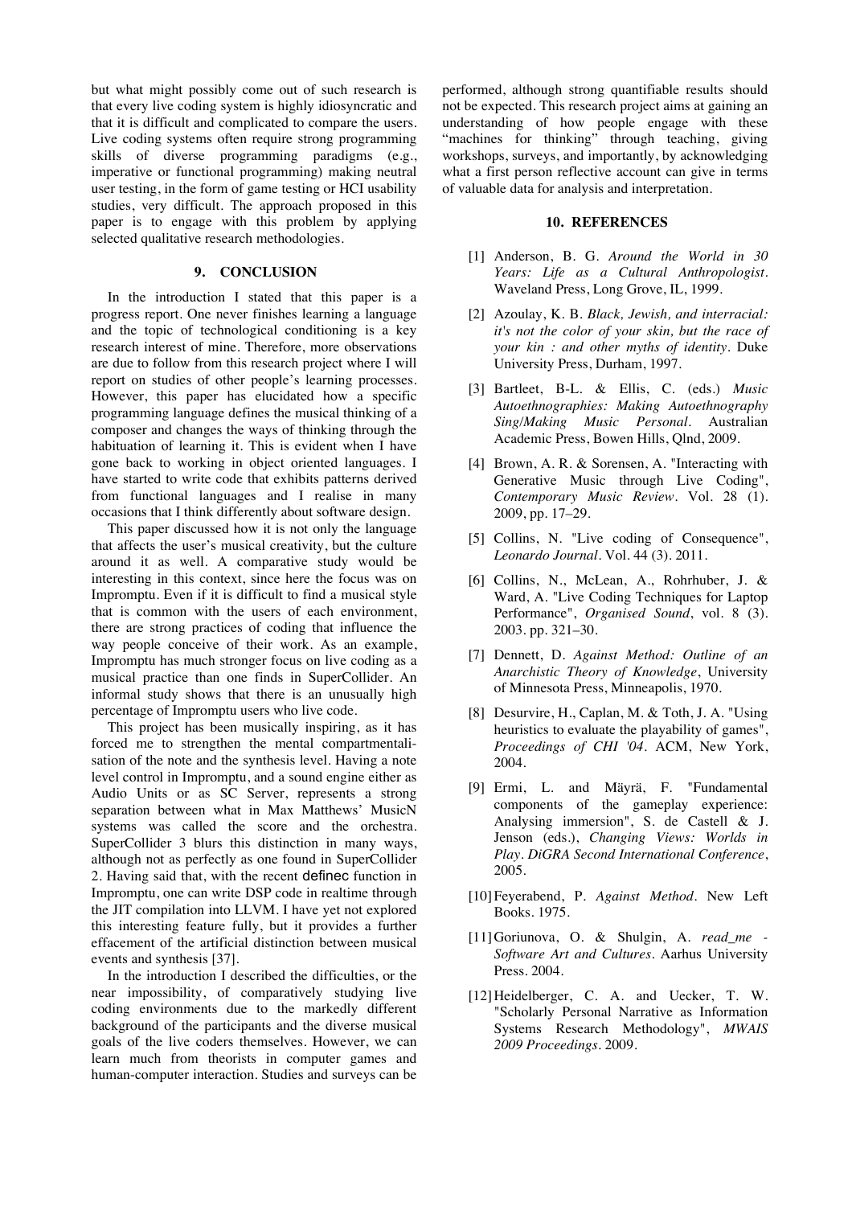but what might possibly come out of such research is that every live coding system is highly idiosyncratic and that it is difficult and complicated to compare the users. Live coding systems often require strong programming skills of diverse programming paradigms (e.g., imperative or functional programming) making neutral user testing, in the form of game testing or HCI usability studies, very difficult. The approach proposed in this paper is to engage with this problem by applying selected qualitative research methodologies.

## 9. CONCLUSION

In the introduction I stated that this paper is a progress report. One never finishes learning a language and the topic of technological conditioning is a key research interest of mine. Therefore, more observations are due to follow from this research project where I will report on studies of other people's learning processes. However, this paper has elucidated how a specific programming language defines the musical thinking of a composer and changes the ways of thinking through the habituation of learning it. This is evident when I have gone back to working in object oriented languages. I have started to write code that exhibits patterns derived from functional languages and I realise in many occasions that I think differently about software design.

This paper discussed how it is not only the language that affects the user's musical creativity, but the culture around it as well. A comparative study would be interesting in this context, since here the focus was on Impromptu. Even if it is difficult to find a musical style that is common with the users of each environment, there are strong practices of coding that influence the way people conceive of their work. As an example, Impromptu has much stronger focus on live coding as a musical practice than one finds in SuperCollider. An informal study shows that there is an unusually high percentage of Impromptu users who live code.

This project has been musically inspiring, as it has forced me to strengthen the mental compartmentalisation of the note and the synthesis level. Having a note level control in Impromptu, and a sound engine either as Audio Units or as SC Server, represents a strong separation between what in Max Matthews' MusicN systems was called the score and the orchestra. SuperCollider 3 blurs this distinction in many ways, although not as perfectly as one found in SuperCollider 2. Having said that, with the recent definec function in Impromptu, one can write DSP code in realtime through the JIT compilation into LLVM. I have yet not explored this interesting feature fully, but it provides a further effacement of the artificial distinction between musical events and synthesis [37].

In the introduction I described the difficulties, or the near impossibility, of comparatively studying live coding environments due to the markedly different background of the participants and the diverse musical goals of the live coders themselves. However, we can learn much from theorists in computer games and human-computer interaction. Studies and surveys can be performed, although strong quantifiable results should not be expected. This research project aims at gaining an understanding of how people engage with these "machines for thinking" through teaching, giving workshops, surveys, and importantly, by acknowledging what a first person reflective account can give in terms of valuable data for analysis and interpretation.

## 10. REFERENCES

[1] Anderson, B. G. *Around the World in 30 Years: Life as a Cultural Anthropologist*. Waveland Press, Long Grove, IL, 1999.

[2] Azoulay, K. B. *Black, Jewish, and interracial: it's not the color of your skin, but the race of your kin : and other myths of identity*. Duke University Press, Durham, 1997.

[3] Bartleet, B-L. & Ellis, C. (eds.) *Music Autoethnographies: Making Autoethnography Sing/Making Music Personal*. Australian Academic Press, Bowen Hills, Qlnd, 2009.

[4] Brown, A. R. & Sorensen, A. "Interacting with Generative Music through Live Coding", *Contemporary Music Review*. Vol. 28 (1). 2009, pp. 17–29.

[5] Collins, N. "Live coding of Consequence", *Leonardo Journal*. Vol. 44 (3). 2011.

[6] Collins, N., McLean, A., Rohrhuber, J. & Ward, A. "Live Coding Techniques for Laptop Performance", *Organised Sound*, vol. 8 (3). 2003. pp. 321–30.

[7] Dennett, D. *Against Method: Outline of an Anarchistic Theory of Knowledge*, University of Minnesota Press, Minneapolis, 1970.

[8] Desurvire, H., Caplan, M. & Toth, J. A. "Using heuristics to evaluate the playability of games", *Proceedings of CHI '04*. ACM, New York, 2004.

[9] Ermi, L. and Mäyrä, F. "Fundamental components of the gameplay experience: Analysing immersion", S. de Castell & J. Jenson (eds.), *Changing Views: Worlds in Play. DiGRA Second International Conference*, 2005.

[10] Feyerabend, P. *Against Method*. New Left Books. 1975.

[11] Goriunova, O. & Shulgin, A. *read_me - Software Art and Cultures*. Aarhus University Press. 2004.

[12] Heidelberger, C. A. and Uecker, T. W. "Scholarly Personal Narrative as Information Systems Research Methodology", *MWAIS 2009 Proceedings*. 2009.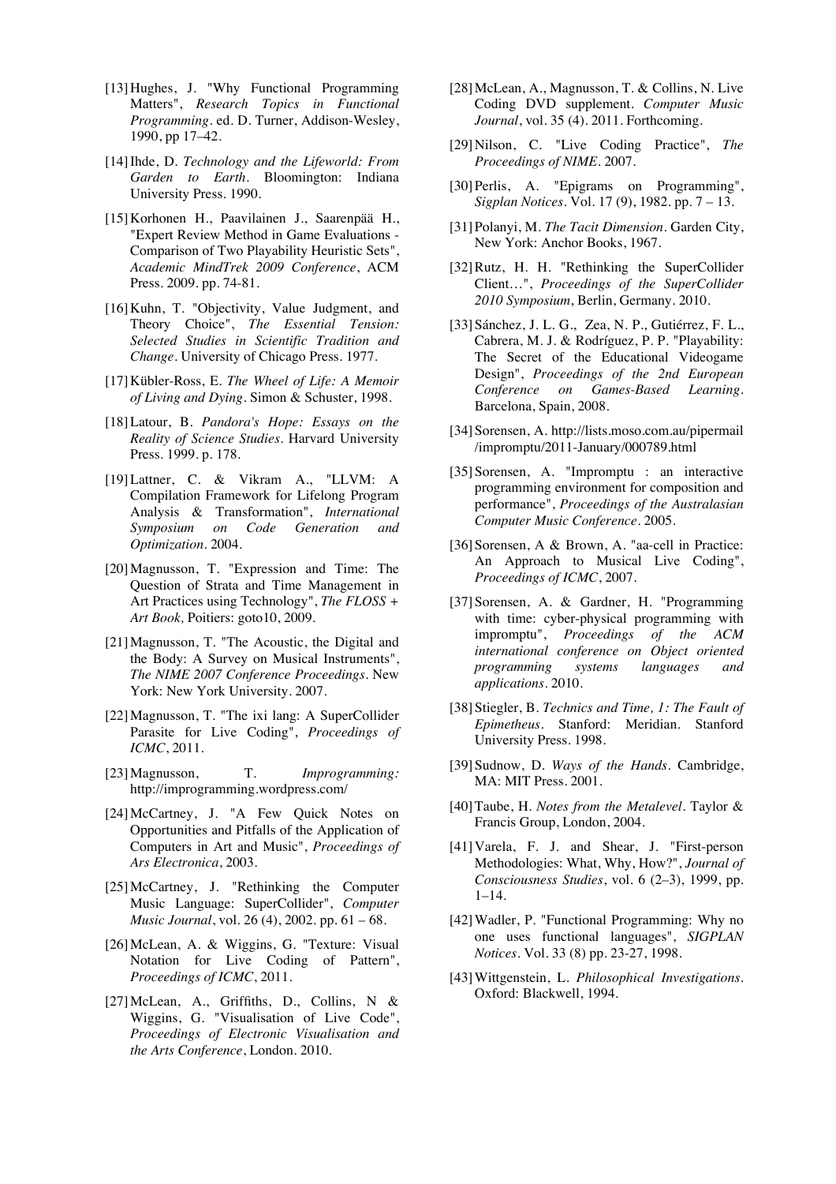[13] Hughes, J. "Why Functional Programming Matters", *Research Topics in Functional Programming*. ed. D. Turner, Addison-Wesley, 1990, pp 17–42.

[14] Ihde, D. *Technology and the Lifeworld: From Garden to Earth*. Bloomington: Indiana University Press. 1990.

[15] Korhonen H., Paavilainen J., Saarenpää H., "Expert Review Method in Game Evaluations - Comparison of Two Playability Heuristic Sets", *Academic MindTrek 2009 Conference*, ACM Press. 2009. pp. 74-81.

[16] Kuhn, T. "Objectivity, Value Judgment, and Theory Choice", *The Essential Tension: Selected Studies in Scientific Tradition and Change*. University of Chicago Press. 1977.

[17] Kübler-Ross, E. *The Wheel of Life: A Memoir of Living and Dying*. Simon & Schuster, 1998.

[18] Latour, B. *Pandora's Hope: Essays on the Reality of Science Studies*. Harvard University Press. 1999. p. 178.

[19] Lattner, C. & Vikram A., "LLVM: A Compilation Framework for Lifelong Program Analysis & Transformation", *International Symposium on Code Generation and Optimization*. 2004.

[20] Magnusson, T. "Expression and Time: The Question of Strata and Time Management in Art Practices using Technology", *The FLOSS + Art Book,* Poitiers: goto10, 2009.

[21] Magnusson, T. "The Acoustic, the Digital and the Body: A Survey on Musical Instruments", *The NIME 2007 Conference Proceedings*. New York: New York University. 2007.

[22] Magnusson, T. "The ixi lang: A SuperCollider Parasite for Live Coding", *Proceedings of ICMC*, 2011.

[23] Magnusson, T. *Improgramming:* http://improgramming.wordpress.com/

[24] McCartney, J. "A Few Quick Notes on Opportunities and Pitfalls of the Application of Computers in Art and Music", *Proceedings of Ars Electronica*, 2003.

[25] McCartney, J. "Rethinking the Computer Music Language: SuperCollider", *Computer Music Journal*, vol. 26 (4), 2002. pp. 61 – 68.

[26] McLean, A. & Wiggins, G. "Texture: Visual Notation for Live Coding of Pattern", *Proceedings of ICMC*, 2011.

[27] McLean, A., Griffiths, D., Collins, N & Wiggins, G. "Visualisation of Live Code", *Proceedings of Electronic Visualisation and the Arts Conference*, London. 2010.

[28] McLean, A., Magnusson, T. & Collins, N. Live Coding DVD supplement. *Computer Music Journal*, vol. 35 (4). 2011. Forthcoming.

[29] Nilson, C. "Live Coding Practice", *The Proceedings of NIME*. 2007.

[30] Perlis, A. "Epigrams on Programming", *Sigplan Notices*. Vol. 17 (9), 1982. pp. 7 – 13.

[31] Polanyi, M. *The Tacit Dimension*. Garden City, New York: Anchor Books, 1967.

[32] Rutz, H. H. "Rethinking the SuperCollider Client…", *Proceedings of the SuperCollider 2010 Symposium*, Berlin, Germany. 2010.

[33] Sánchez, J. L. G., Zea, N. P., Gutiérrez, F. L., Cabrera, M. J. & Rodríguez, P. P. "Playability: The Secret of the Educational Videogame Design", *Proceedings of the 2nd European Conference on Games-Based Learning*. Barcelona, Spain, 2008.

[34] Sorensen, A. http://lists.moso.com.au/pipermail/impromptu/2011-January/000789.html

[35] Sorensen, A. "Impromptu : an interactive programming environment for composition and performance", *Proceedings of the Australasian Computer Music Conference*. 2005.

[36] Sorensen, A & Brown, A. "aa-cell in Practice: An Approach to Musical Live Coding", *Proceedings of ICMC*, 2007.

[37] Sorensen, A. & Gardner, H. "Programming with time: cyber-physical programming with impromptu", *Proceedings of the ACM international conference on Object oriented programming systems languages and applications*. 2010.

[38] Stiegler, B. *Technics and Time, 1: The Fault of Epimetheus*. Stanford: Meridian. Stanford University Press. 1998.

[39] Sudnow, D. *Ways of the Hands*. Cambridge, MA: MIT Press. 2001.

[40] Taube, H. *Notes from the Metalevel*. Taylor & Francis Group, London, 2004.

[41] Varela, F. J. and Shear, J. "First-person Methodologies: What, Why, How?", *Journal of Consciousness Studies*, vol. 6 (2–3), 1999, pp. 1–14.

[42] Wadler, P. "Functional Programming: Why no one uses functional languages", *SIGPLAN Notices*. Vol. 33 (8) pp. 23-27, 1998.

[43] Wittgenstein, L. *Philosophical Investigations*. Oxford: Blackwell, 1994.